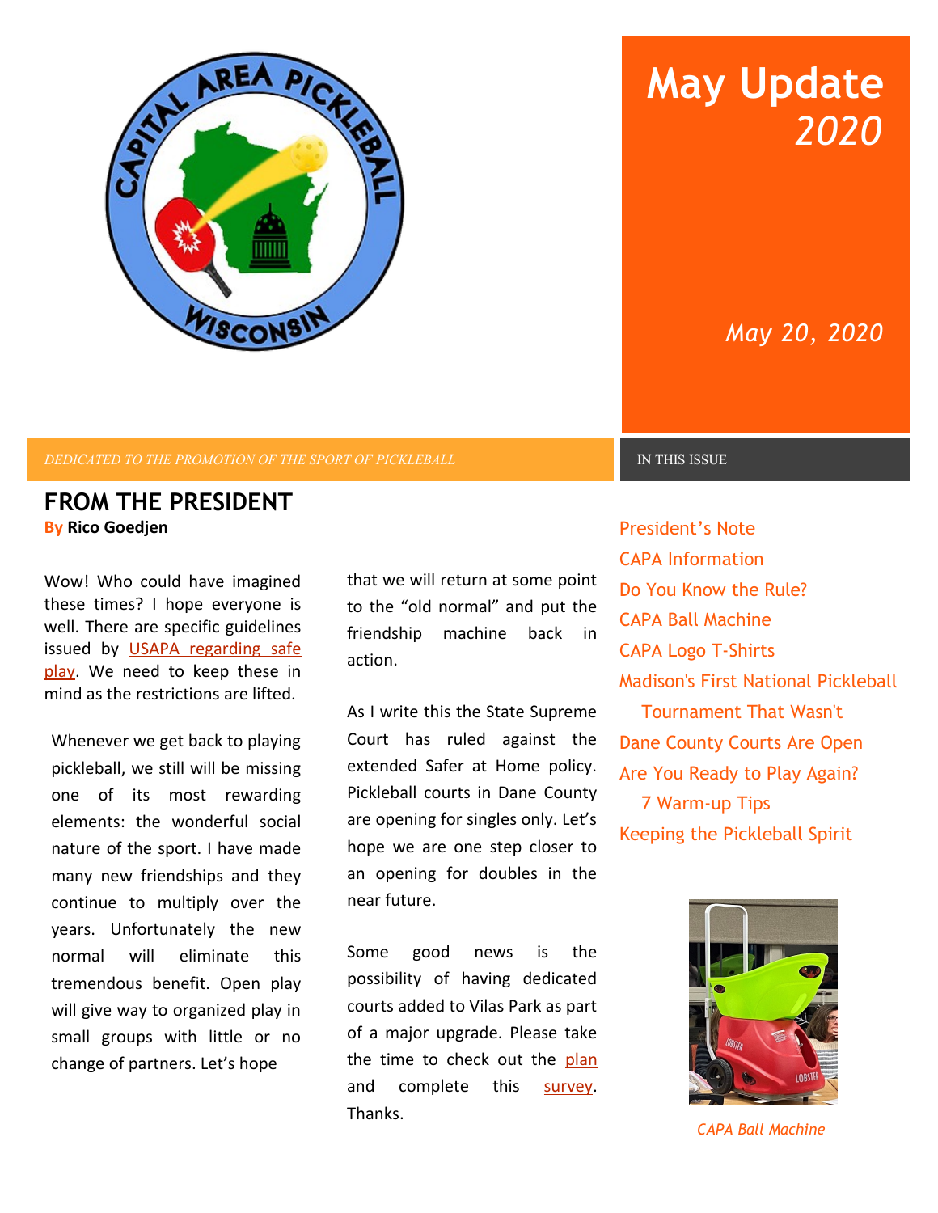# May Update *2020*

*May 20, 2020*

*DEDICATED TO THE PROMOTION OF THE SPORT OF PICKLEBALL*

IN THIS ISSUE

- President's Note
- CAPA Information
- Do You Know the Rule?
- CAPA Ball Machine
- CAPA Logo T-Shirts
- Madison's First National Pickleball Tournament That Wasn't
- Dane County Courts Are Open
- Are You Ready to Play Again? 7 Warm-up Tips
- Keeping the Pickleball Spirit

## FROM THE PRESIDENT

**By Rico Goedjen**

Wow! Who could have imagined these times? I hope everyone is well. There are specific guidelines issued by USAPA regarding safe play. We need to keep these in mind as the restrictions are lifted.

Whenever we get back to playing pickleball, we still will be missing one of its most rewarding elements: the wonderful social nature of the sport. I have made many new friendships and they continue to multiply over the years. Unfortunately the new normal will eliminate this tremendous benefit. Open play will give way to organized play in small groups with little or no change of partners. Let's hope that we will return at some point to the "old normal" and put the friendship machine back in action.

As I write this the State Supreme Court has ruled against the extended Safer at Home policy. Pickleball courts in Dane County are opening for singles only. Let's hope we are one step closer to an opening for doubles in the near future.

Some good news is the possibility of having dedicated courts added to Vilas Park as part of a major upgrade. Please take the time to check out the plan and complete this survey. Thanks.

*CAPA Ball Machine*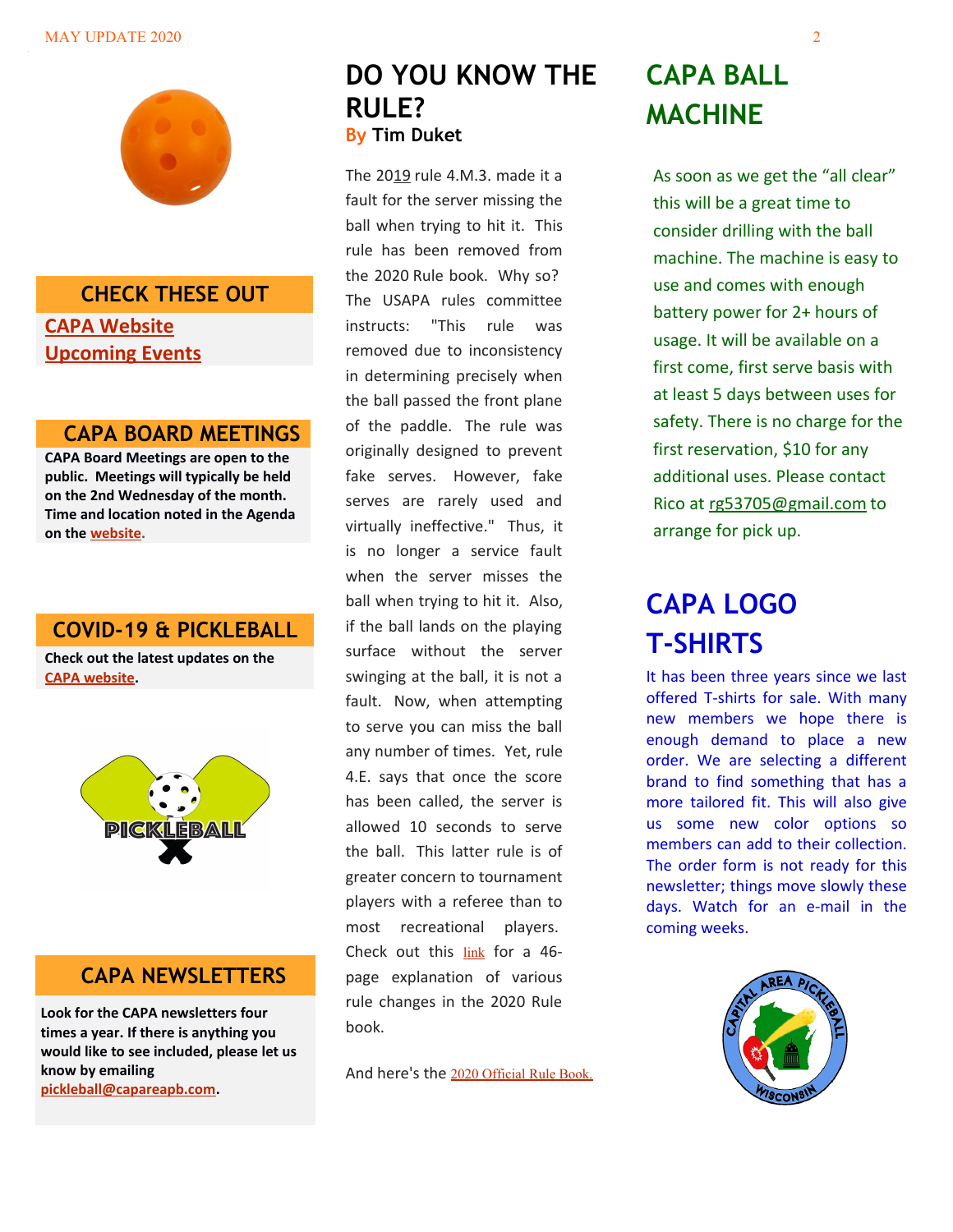## CHECK THESE OUT

CAPA Website

Upcoming Events

## CAPA BOARD MEETINGS

**CAPA Board Meetings are open to the public. Meetings will typically be held on the 2nd Wednesday of the month. Time and location noted in the Agenda on the website.**

## COVID-19 & PICKLEBALL

**Check out the latest updates on the CAPA website.**

## CAPA NEWSLETTERS

**Look for the CAPA newsletters four times a year. If there is anything you would like to see included, please let us know by emailing pickleball@capareapb.com.**

# DO YOU KNOW THE RULE?

### By Tim Duket

The 2019 rule 4.M.3. made it a fault for the server missing the ball when trying to hit it. This rule has been removed from the 2020 Rule book. Why so? The USAPA rules committee instructs: "This rule was removed due to inconsistency in determining precisely when the ball passed the front plane of the paddle. The rule was originally designed to prevent fake serves. However, fake serves are rarely used and virtually ineffective." Thus, it is no longer a service fault when the server misses the ball when trying to hit it. Also, if the ball lands on the playing surface without the server swinging at the ball, it is not a fault. Now, when attempting to serve you can miss the ball any number of times. Yet, rule 4.E. says that once the score has been called, the server is allowed 10 seconds to serve the ball. This latter rule is of greater concern to tournament players with a referee than to most recreational players. Check out this link for a 46-page explanation of various rule changes in the 2020 Rule book.

And here's the 2020 Official Rule Book.

# CAPA BALL MACHINE

As soon as we get the "all clear" this will be a great time to consider drilling with the ball machine. The machine is easy to use and comes with enough battery power for 2+ hours of usage. It will be available on a first come, first serve basis with at least 5 days between uses for safety. There is no charge for the first reservation, $10 for any additional uses. Please contact Rico at rg53705@gmail.com to arrange for pick up.

# CAPA LOGO T-SHIRTS

It has been three years since we last offered T-shirts for sale. With many new members we hope there is enough demand to place a new order. We are selecting a different brand to find something that has a more tailored fit. This will also give us some new color options so members can add to their collection. The order form is not ready for this newsletter; things move slowly these days. Watch for an e-mail in the coming weeks.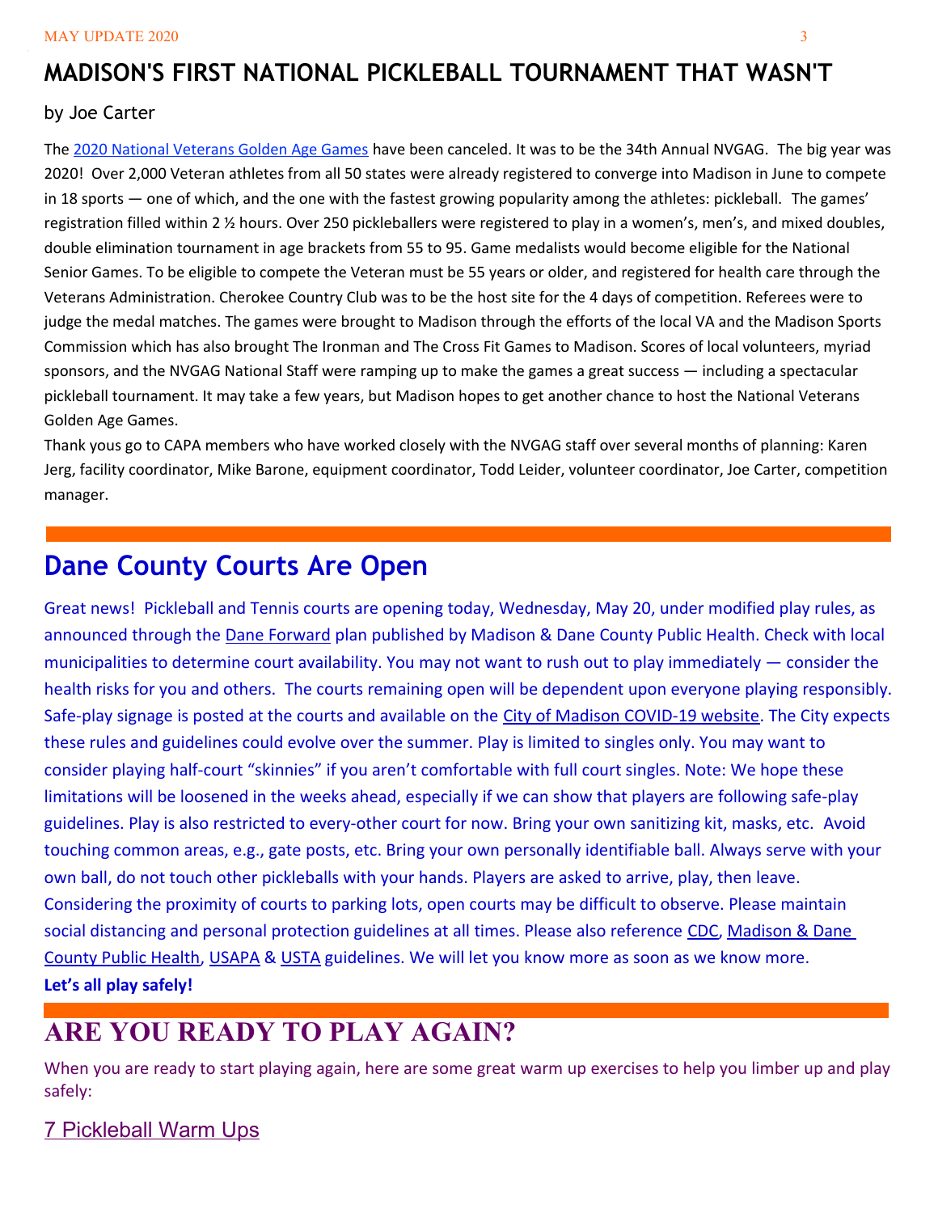# MADISON'S FIRST NATIONAL PICKLEBALL TOURNAMENT THAT WASN'T

by Joe Carter

The 2020 National Veterans Golden Age Games have been canceled. It was to be the 34th Annual NVGAG. The big year was 2020! Over 2,000 Veteran athletes from all 50 states were already registered to converge into Madison in June to compete in 18 sports — one of which, and the one with the fastest growing popularity among the athletes: pickleball. The games' registration filled within 2 ½ hours. Over 250 pickleballers were registered to play in a women's, men's, and mixed doubles, double elimination tournament in age brackets from 55 to 95. Game medalists would become eligible for the National Senior Games. To be eligible to compete the Veteran must be 55 years or older, and registered for health care through the Veterans Administration. Cherokee Country Club was to be the host site for the 4 days of competition. Referees were to judge the medal matches. The games were brought to Madison through the efforts of the local VA and the Madison Sports Commission which has also brought The Ironman and The Cross Fit Games to Madison. Scores of local volunteers, myriad sponsors, and the NVGAG National Staff were ramping up to make the games a great success — including a spectacular pickleball tournament. It may take a few years, but Madison hopes to get another chance to host the National Veterans Golden Age Games.

Thank yous go to CAPA members who have worked closely with the NVGAG staff over several months of planning: Karen Jerg, facility coordinator, Mike Barone, equipment coordinator, Todd Leider, volunteer coordinator, Joe Carter, competition manager.

# Dane County Courts Are Open

Great news! Pickleball and Tennis courts are opening today, Wednesday, May 20, under modified play rules, as announced through the Dane Forward plan published by Madison & Dane County Public Health. Check with local municipalities to determine court availability. You may not want to rush out to play immediately — consider the health risks for you and others. The courts remaining open will be dependent upon everyone playing responsibly. Safe-play signage is posted at the courts and available on the City of Madison COVID-19 website. The City expects these rules and guidelines could evolve over the summer. Play is limited to singles only. You may want to consider playing half-court "skinnies" if you aren't comfortable with full court singles. Note: We hope these limitations will be loosened in the weeks ahead, especially if we can show that players are following safe-play guidelines. Play is also restricted to every-other court for now. Bring your own sanitizing kit, masks, etc. Avoid touching common areas, e.g., gate posts, etc. Bring your own personally identifiable ball. Always serve with your own ball, do not touch other pickleballs with your hands. Players are asked to arrive, play, then leave. Considering the proximity of courts to parking lots, open courts may be difficult to observe. Please maintain social distancing and personal protection guidelines at all times. Please also reference CDC, Madison & Dane County Public Health, USAPA & USTA guidelines. We will let you know more as soon as we know more.

**Let's all play safely!**

# ARE YOU READY TO PLAY AGAIN?

When you are ready to start playing again, here are some great warm up exercises to help you limber up and play safely:

## 7 Pickleball Warm Ups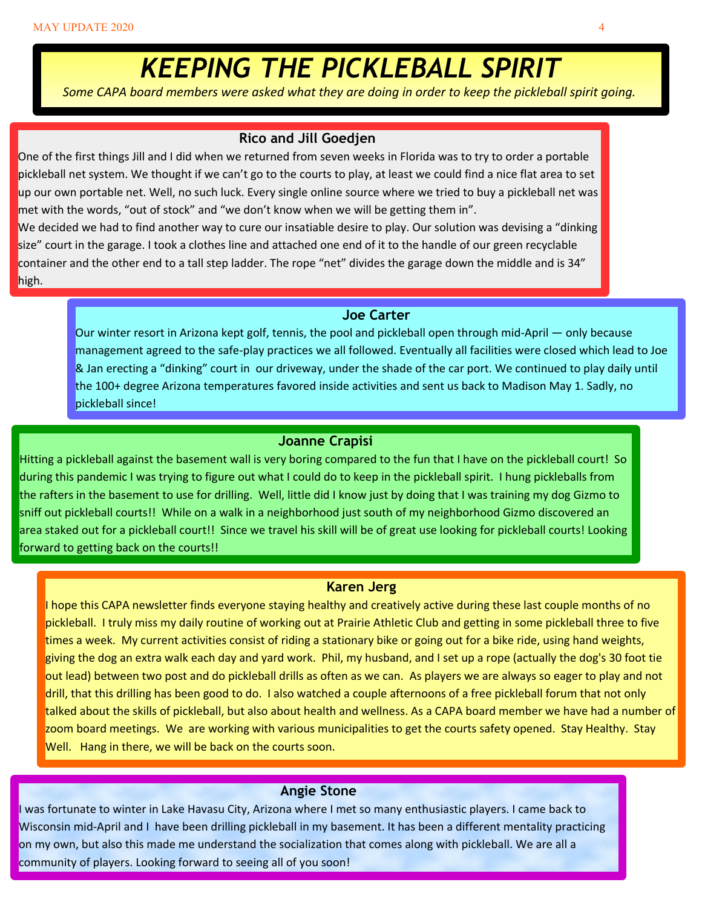# *KEEPING THE PICKLEBALL SPIRIT*

*Some CAPA board members were asked what they are doing in order to keep the pickleball spirit going.*

## Rico and Jill Goedjen

One of the first things Jill and I did when we returned from seven weeks in Florida was to try to order a portable pickleball net system. We thought if we can't go to the courts to play, at least we could find a nice flat area to set up our own portable net. Well, no such luck. Every single online source where we tried to buy a pickleball net was met with the words, "out of stock" and "we don't know when we will be getting them in".
We decided we had to find another way to cure our insatiable desire to play. Our solution was devising a "dinking size" court in the garage. I took a clothes line and attached one end of it to the handle of our green recyclable container and the other end to a tall step ladder. The rope "net" divides the garage down the middle and is 34" high.

## Joe Carter

Our winter resort in Arizona kept golf, tennis, the pool and pickleball open through mid-April — only because management agreed to the safe-play practices we all followed. Eventually all facilities were closed which lead to Joe & Jan erecting a "dinking" court in our driveway, under the shade of the car port. We continued to play daily until the 100+ degree Arizona temperatures favored inside activities and sent us back to Madison May 1. Sadly, no pickleball since!

## Joanne Crapisi

Hitting a pickleball against the basement wall is very boring compared to the fun that I have on the pickleball court! So during this pandemic I was trying to figure out what I could do to keep in the pickleball spirit. I hung pickleballs from the rafters in the basement to use for drilling. Well, little did I know just by doing that I was training my dog Gizmo to sniff out pickleball courts!! While on a walk in a neighborhood just south of my neighborhood Gizmo discovered an area staked out for a pickleball court!! Since we travel his skill will be of great use looking for pickleball courts! Looking forward to getting back on the courts!!

## Karen Jerg

I hope this CAPA newsletter finds everyone staying healthy and creatively active during these last couple months of no pickleball. I truly miss my daily routine of working out at Prairie Athletic Club and getting in some pickleball three to five times a week. My current activities consist of riding a stationary bike or going out for a bike ride, using hand weights, giving the dog an extra walk each day and yard work. Phil, my husband, and I set up a rope (actually the dog's 30 foot tie out lead) between two post and do pickleball drills as often as we can. As players we are always so eager to play and not drill, that this drilling has been good to do. I also watched a couple afternoons of a free pickleball forum that not only talked about the skills of pickleball, but also about health and wellness. As a CAPA board member we have had a number of zoom board meetings. We are working with various municipalities to get the courts safety opened. Stay Healthy. Stay Well. Hang in there, we will be back on the courts soon.

## Angie Stone

I was fortunate to winter in Lake Havasu City, Arizona where I met so many enthusiastic players. I came back to Wisconsin mid-April and I have been drilling pickleball in my basement. It has been a different mentality practicing on my own, but also this made me understand the socialization that comes along with pickleball. We are all a community of players. Looking forward to seeing all of you soon!